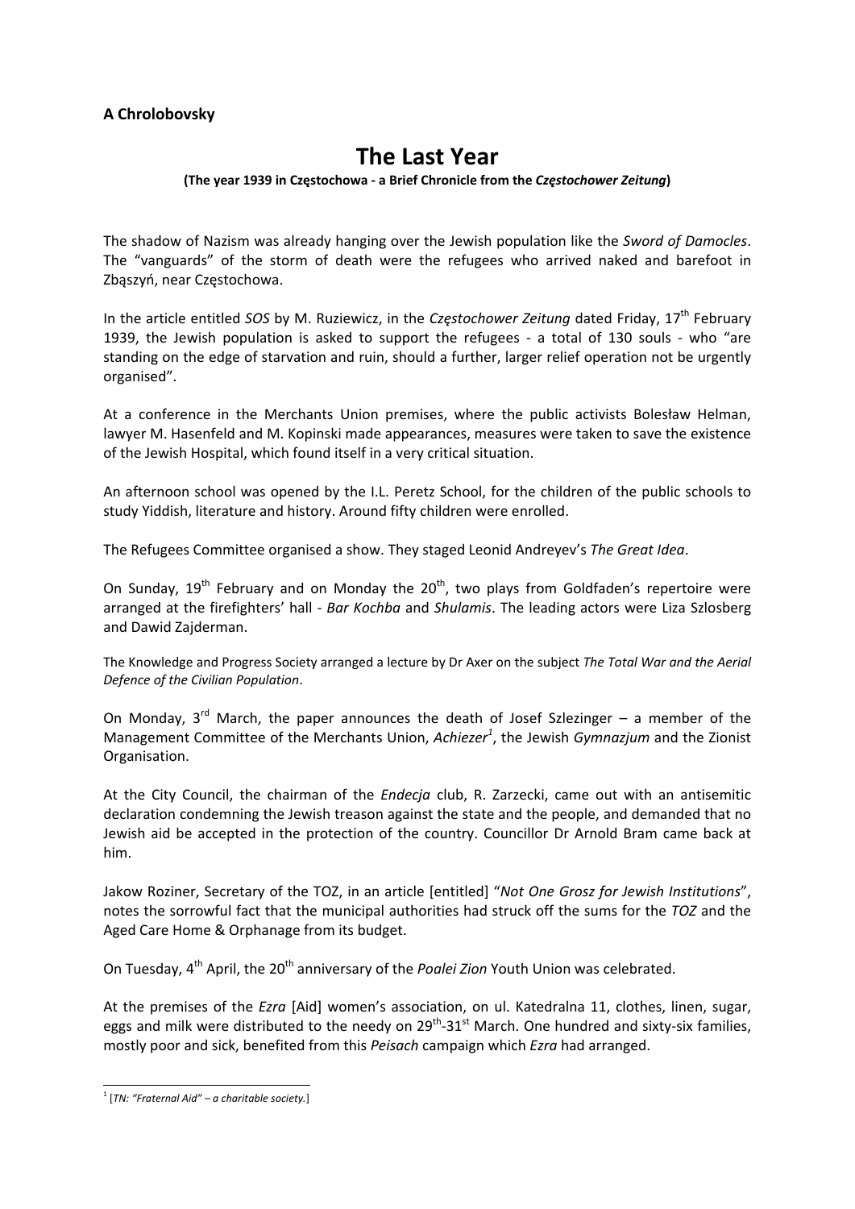**A Chrolobovsky**

# The Last Year

**(The year 1939 in Częstochowa - a Brief Chronicle from the *Częstochower Zeitung*)**

The shadow of Nazism was already hanging over the Jewish population like the *Sword of Damocles*. The "vanguards" of the storm of death were the refugees who arrived naked and barefoot in Zbąszyń, near Częstochowa.

In the article entitled *SOS* by M. Ruziewicz, in the *Częstochower Zeitung* dated Friday, 17th February 1939, the Jewish population is asked to support the refugees - a total of 130 souls - who "are standing on the edge of starvation and ruin, should a further, larger relief operation not be urgently organised".

At a conference in the Merchants Union premises, where the public activists Bolesław Helman, lawyer M. Hasenfeld and M. Kopinski made appearances, measures were taken to save the existence of the Jewish Hospital, which found itself in a very critical situation.

An afternoon school was opened by the I.L. Peretz School, for the children of the public schools to study Yiddish, literature and history. Around fifty children were enrolled.

The Refugees Committee organised a show. They staged Leonid Andreyev's *The Great Idea*.

On Sunday, 19th February and on Monday the 20th, two plays from Goldfaden's repertoire were arranged at the firefighters' hall - *Bar Kochba* and *Shulamis*. The leading actors were Liza Szlosberg and Dawid Zajderman.

The Knowledge and Progress Society arranged a lecture by Dr Axer on the subject *The Total War and the Aerial Defence of the Civilian Population*.

On Monday, 3rd March, the paper announces the death of Josef Szlezinger – a member of the Management Committee of the Merchants Union, *Achiezer*[1], the Jewish *Gymnazjum* and the Zionist Organisation.

At the City Council, the chairman of the *Endecja* club, R. Zarzecki, came out with an antisemitic declaration condemning the Jewish treason against the state and the people, and demanded that no Jewish aid be accepted in the protection of the country. Councillor Dr Arnold Bram came back at him.

Jakow Roziner, Secretary of the TOZ, in an article [entitled] "*Not One Grosz for Jewish Institutions*", notes the sorrowful fact that the municipal authorities had struck off the sums for the *TOZ* and the Aged Care Home & Orphanage from its budget.

On Tuesday, 4th April, the 20th anniversary of the *Poalei Zion* Youth Union was celebrated.

At the premises of the *Ezra* [Aid] women's association, on ul. Katedralna 11, clothes, linen, sugar, eggs and milk were distributed to the needy on 29th-31st March. One hundred and sixty-six families, mostly poor and sick, benefited from this *Peisach* campaign which *Ezra* had arranged.

---

[1] [*TN: "Fraternal Aid" – a charitable society.*]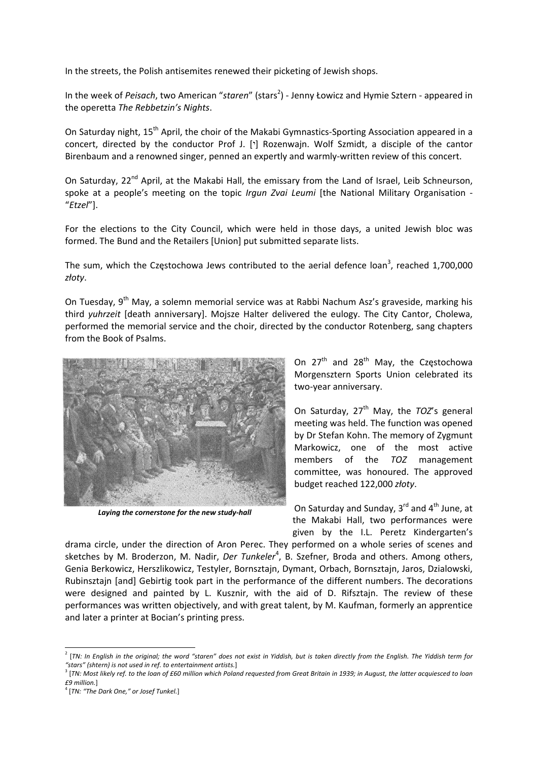In the streets, the Polish antisemites renewed their picketing of Jewish shops.

In the week of *Peisach*, two American "*staren*" (stars[2]) - Jenny Łowicz and Hymie Sztern - appeared in the operetta *The Rebbetzin's Nights*.

On Saturday night, 15th April, the choir of the Makabi Gymnastics-Sporting Association appeared in a concert, directed by the conductor Prof J. [י] Rozenwajn. Wolf Szmidt, a disciple of the cantor Birenbaum and a renowned singer, penned an expertly and warmly-written review of this concert.

On Saturday, 22nd April, at the Makabi Hall, the emissary from the Land of Israel, Leib Schneurson, spoke at a people's meeting on the topic *Irgun Zvai Leumi* [the National Military Organisation - "*Etzel*"].

For the elections to the City Council, which were held in those days, a united Jewish bloc was formed. The Bund and the Retailers [Union] put submitted separate lists.

The sum, which the Częstochowa Jews contributed to the aerial defence loan[3], reached 1,700,000 *złoty*.

On Tuesday, 9th May, a solemn memorial service was at Rabbi Nachum Asz's graveside, marking his third *yuhrzeit* [death anniversary]. Mojsze Halter delivered the eulogy. The City Cantor, Cholewa, performed the memorial service and the choir, directed by the conductor Rotenberg, sang chapters from the Book of Psalms.

***Laying the cornerstone for the new study-hall***

On 27th and 28th May, the Częstochowa Morgensztern Sports Union celebrated its two-year anniversary.

On Saturday, 27th May, the *TOZ*'s general meeting was held. The function was opened by Dr Stefan Kohn. The memory of Zygmunt Markowicz, one of the most active members of the *TOZ* management committee, was honoured. The approved budget reached 122,000 *złoty*.

On Saturday and Sunday, 3rd and 4th June, at the Makabi Hall, two performances were given by the I.L. Peretz Kindergarten's drama circle, under the direction of Aron Perec. They performed on a whole series of scenes and sketches by M. Broderzon, M. Nadir, *Der Tunkeler*[4], B. Szefner, Broda and others. Among others, Genia Berkowicz, Herszlikowicz, Testyler, Bornsztajn, Dymant, Orbach, Bornsztajn, Jaros, Dzialowski, Rubinsztajn [and] Gebirtig took part in the performance of the different numbers. The decorations were designed and painted by L. Kusznir, with the aid of D. Rifsztajn. The review of these performances was written objectively, and with great talent, by M. Kaufman, formerly an apprentice and later a printer at Bocian's printing press.

---

[2] [*TN: In English in the original; the word "staren" does not exist in Yiddish, but is taken directly from the English. The Yiddish term for "stars" (shtern) is not used in ref. to entertainment artists.*]

[3] [*TN: Most likely ref. to the loan of £60 million which Poland requested from Great Britain in 1939; in August, the latter acquiesced to loan £9 million.*]

[4] [*TN: "The Dark One," or Josef Tunkel.*]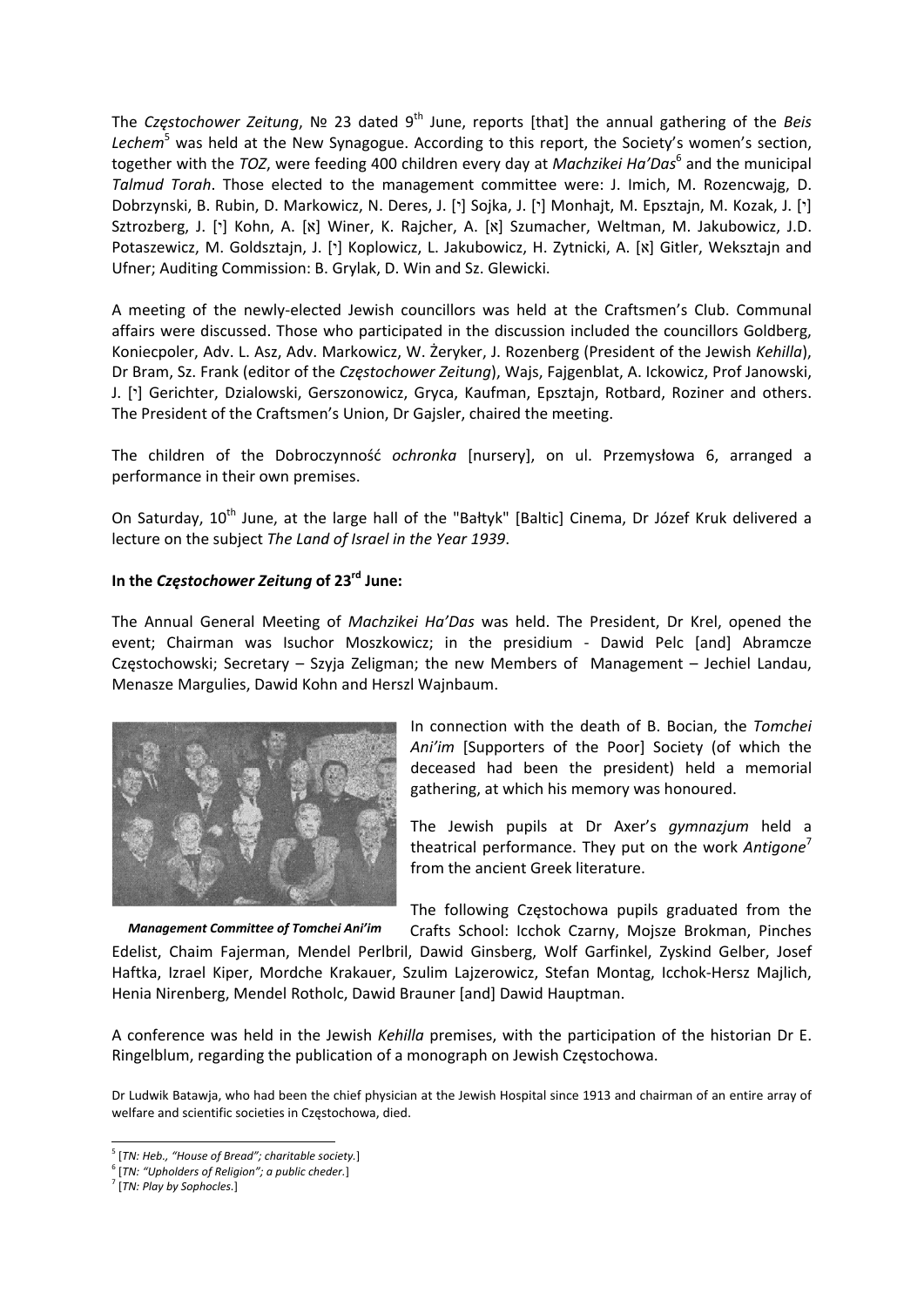The *Częstochower Zeitung*, № 23 dated 9th June, reports [that] the annual gathering of the *Beis Lechem*[5] was held at the New Synagogue. According to this report, the Society's women's section, together with the *TOZ*, were feeding 400 children every day at *Machzikei Ha'Das*[6] and the municipal *Talmud Torah*. Those elected to the management committee were: J. Imich, M. Rozencwajg, D. Dobrzynski, B. Rubin, D. Markowicz, N. Deres, J. [י] Sojka, J. [י] Monhajt, M. Epsztajn, M. Kozak, J. [י] Sztrozberg, J. [י] Kohn, A. [א] Winer, K. Rajcher, A. [א] Szumacher, Weltman, M. Jakubowicz, J.D. Potaszewicz, M. Goldsztajn, J. [י] Koplowicz, L. Jakubowicz, H. Zytnicki, A. [א] Gitler, Weksztajn and Ufner; Auditing Commission: B. Grylak, D. Win and Sz. Glewicki.

A meeting of the newly-elected Jewish councillors was held at the Craftsmen's Club. Communal affairs were discussed. Those who participated in the discussion included the councillors Goldberg, Koniecpoler, Adv. L. Asz, Adv. Markowicz, W. Żeryker, J. Rozenberg (President of the Jewish *Kehilla*), Dr Bram, Sz. Frank (editor of the *Częstochower Zeitung*), Wajs, Fajgenblat, A. Ickowicz, Prof Janowski, J. [י] Gerichter, Dzialowski, Gerszonowicz, Gryca, Kaufman, Epsztajn, Rotbard, Roziner and others. The President of the Craftsmen's Union, Dr Gajsler, chaired the meeting.

The children of the Dobroczynność *ochronka* [nursery], on ul. Przemysłowa 6, arranged a performance in their own premises.

On Saturday, 10th June, at the large hall of the "Bałtyk" [Baltic] Cinema, Dr Józef Kruk delivered a lecture on the subject *The Land of Israel in the Year 1939*.

**In the *Częstochower Zeitung* of 23rd June:**

The Annual General Meeting of *Machzikei Ha'Das* was held. The President, Dr Krel, opened the event; Chairman was Isuchor Moszkowicz; in the presidium - Dawid Pelc [and] Abramcze Częstochowski; Secretary – Szyja Zeligman; the new Members of Management – Jechiel Landau, Menasze Margulies, Dawid Kohn and Herszl Wajnbaum.

*Management Committee of Tomchei Ani'im*

In connection with the death of B. Bocian, the *Tomchei Ani'im* [Supporters of the Poor] Society (of which the deceased had been the president) held a memorial gathering, at which his memory was honoured.

The Jewish pupils at Dr Axer's *gymnazjum* held a theatrical performance. They put on the work *Antigone*[7] from the ancient Greek literature.

The following Częstochowa pupils graduated from the Crafts School: Icchok Czarny, Mojsze Brokman, Pinches Edelist, Chaim Fajerman, Mendel Perlbril, Dawid Ginsberg, Wolf Garfinkel, Zyskind Gelber, Josef Haftka, Izrael Kiper, Mordche Krakauer, Szulim Lajzerowicz, Stefan Montag, Icchok-Hersz Majlich, Henia Nirenberg, Mendel Rotholc, Dawid Brauner [and] Dawid Hauptman.

A conference was held in the Jewish *Kehilla* premises, with the participation of the historian Dr E. Ringelblum, regarding the publication of a monograph on Jewish Częstochowa.

Dr Ludwik Batawja, who had been the chief physician at the Jewish Hospital since 1913 and chairman of an entire array of welfare and scientific societies in Częstochowa, died.

[5] [*TN: Heb., "House of Bread"; charitable society.*]

[6] [*TN: "Upholders of Religion"; a public cheder.*]

[7] [*TN: Play by Sophocles.*]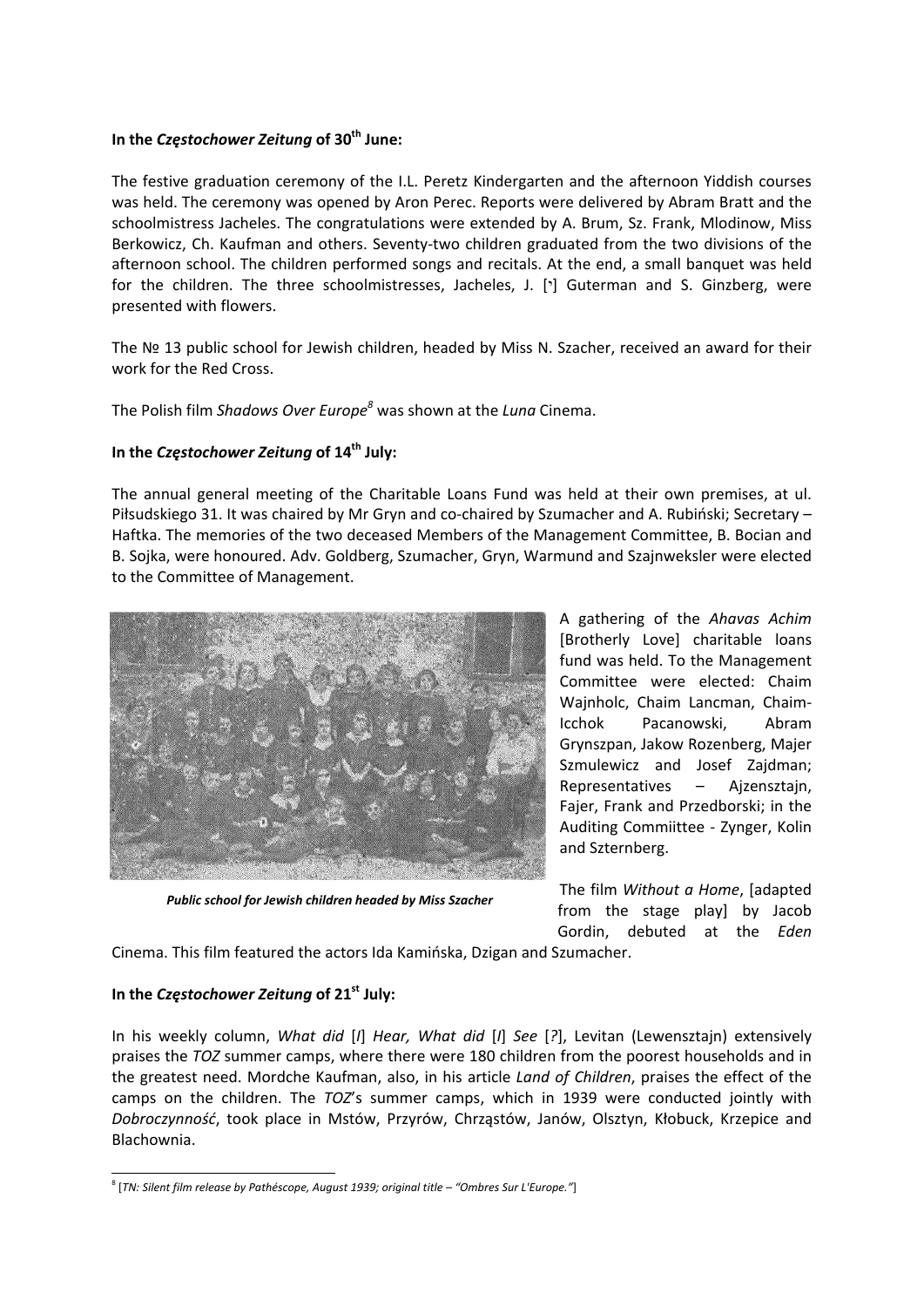**In the *Częstochower Zeitung* of 30th June:**

The festive graduation ceremony of the I.L. Peretz Kindergarten and the afternoon Yiddish courses was held. The ceremony was opened by Aron Perec. Reports were delivered by Abram Bratt and the schoolmistress Jacheles. The congratulations were extended by A. Brum, Sz. Frank, Mlodinow, Miss Berkowicz, Ch. Kaufman and others. Seventy-two children graduated from the two divisions of the afternoon school. The children performed songs and recitals. At the end, a small banquet was held for the children. The three schoolmistresses, Jacheles, J. [י] Guterman and S. Ginzberg, were presented with flowers.

The № 13 public school for Jewish children, headed by Miss N. Szacher, received an award for their work for the Red Cross.

The Polish film *Shadows Over Europe*[8] was shown at the *Luna* Cinema.

**In the *Częstochower Zeitung* of 14th July:**

The annual general meeting of the Charitable Loans Fund was held at their own premises, at ul. Piłsudskiego 31. It was chaired by Mr Gryn and co-chaired by Szumacher and A. Rubiński; Secretary – Haftka. The memories of the two deceased Members of the Management Committee, B. Bocian and B. Sojka, were honoured. Adv. Goldberg, Szumacher, Gryn, Warmund and Szajnweksler were elected to the Committee of Management.

***Public school for Jewish children headed by Miss Szacher***

A gathering of the *Ahavas Achim* [Brotherly Love] charitable loans fund was held. To the Management Committee were elected: Chaim Wajnholc, Chaim Lancman, Chaim-Icchok Pacanowski, Abram Grynszpan, Jakow Rozenberg, Majer Szmulewicz and Josef Zajdman; Representatives – Ajzensztajn, Fajer, Frank and Przedborski; in the Auditing Commiittee - Zynger, Kolin and Szternberg.

The film *Without a Home*, [adapted from the stage play] by Jacob Gordin, debuted at the *Eden* Cinema. This film featured the actors Ida Kamińska, Dzigan and Szumacher.

**In the *Częstochower Zeitung* of 21st July:**

In his weekly column, *What did* [*I*] *Hear, What did* [*I*] *See* [*?*], Levitan (Lewensztajn) extensively praises the *TOZ* summer camps, where there were 180 children from the poorest households and in the greatest need. Mordche Kaufman, also, in his article *Land of Children*, praises the effect of the camps on the children. The *TOZ*'s summer camps, which in 1939 were conducted jointly with *Dobroczynność*, took place in Mstów, Przyrów, Chrząstów, Janów, Olsztyn, Kłobuck, Krzepice and Blachownia.

---

[8] [*TN: Silent film release by Pathéscope, August 1939; original title – "Ombres Sur L'Europe."*]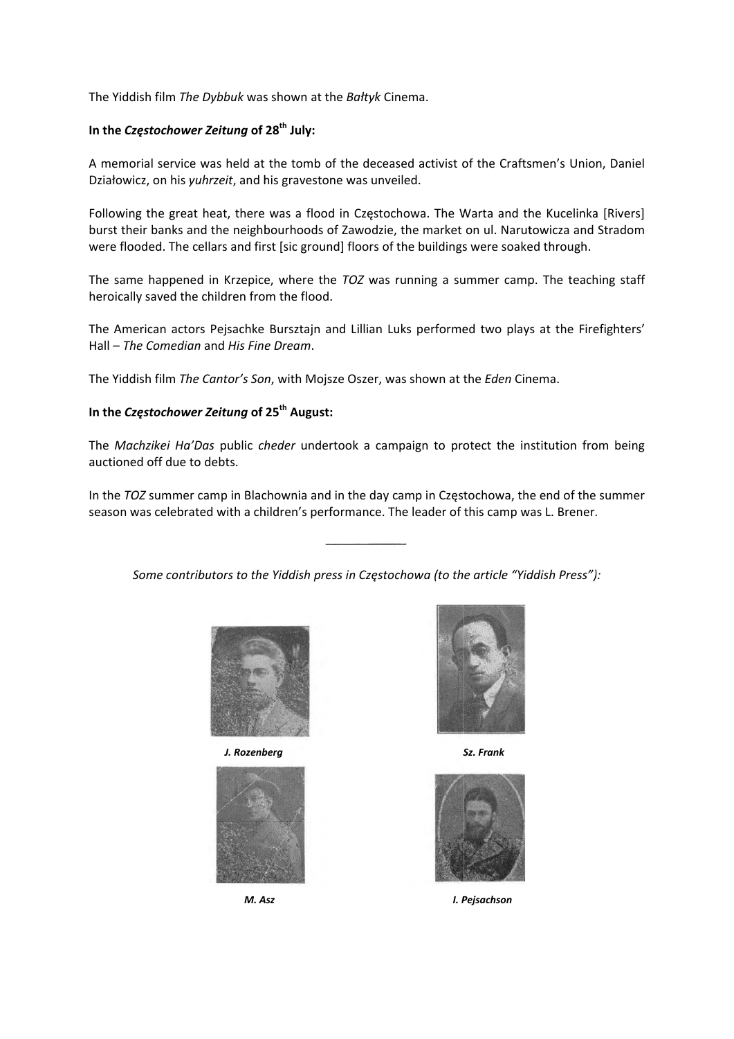The Yiddish film *The Dybbuk* was shown at the *Bałtyk* Cinema.

**In the *Częstochower Zeitung* of 28th July:**

A memorial service was held at the tomb of the deceased activist of the Craftsmen's Union, Daniel Działowicz, on his *yuhrzeit*, and his gravestone was unveiled.

Following the great heat, there was a flood in Częstochowa. The Warta and the Kucelinka [Rivers] burst their banks and the neighbourhoods of Zawodzie, the market on ul. Narutowicza and Stradom were flooded. The cellars and first [sic ground] floors of the buildings were soaked through.

The same happened in Krzepice, where the *TOZ* was running a summer camp. The teaching staff heroically saved the children from the flood.

The American actors Pejsachke Bursztajn and Lillian Luks performed two plays at the Firefighters' Hall – *The Comedian* and *His Fine Dream*.

The Yiddish film *The Cantor's Son*, with Mojsze Oszer, was shown at the *Eden* Cinema.

**In the *Częstochower Zeitung* of 25th August:**

The *Machzikei Ha'Das* public *cheder* undertook a campaign to protect the institution from being auctioned off due to debts.

In the *TOZ* summer camp in Blachownia and in the day camp in Częstochowa, the end of the summer season was celebrated with a children's performance. The leader of this camp was L. Brener.

---

*Some contributors to the Yiddish press in Częstochowa (to the article "Yiddish Press"):*

***J. Rozenberg***

***Sz. Frank***

***M. Asz***

***I. Pejsachson***